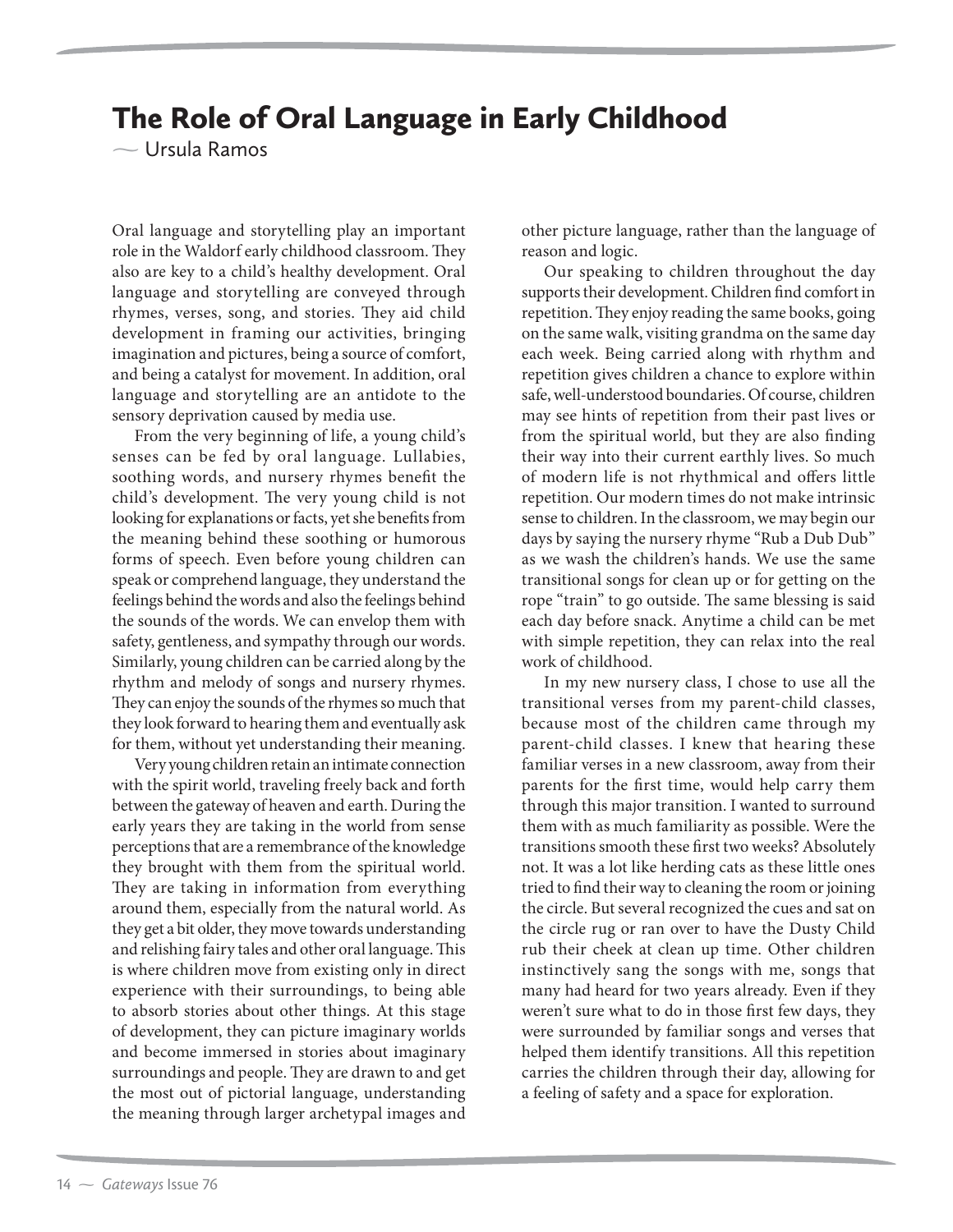# The Role of Oral Language in Early Childhood

— Ursula Ramos

Oral language and storytelling play an important role in the Waldorf early childhood classroom. They also are key to a child's healthy development. Oral language and storytelling are conveyed through rhymes, verses, song, and stories. They aid child development in framing our activities, bringing imagination and pictures, being a source of comfort, and being a catalyst for movement. In addition, oral language and storytelling are an antidote to the sensory deprivation caused by media use.

From the very beginning of life, a young child's senses can be fed by oral language. Lullabies, soothing words, and nursery rhymes benefit the child's development. The very young child is not looking for explanations or facts, yet she benefits from the meaning behind these soothing or humorous forms of speech. Even before young children can speak or comprehend language, they understand the feelings behind the words and also the feelings behind the sounds of the words. We can envelop them with safety, gentleness, and sympathy through our words. Similarly, young children can be carried along by the rhythm and melody of songs and nursery rhymes. They can enjoy the sounds of the rhymes so much that they look forward to hearing them and eventually ask for them, without yet understanding their meaning.

Very young children retain an intimate connection with the spirit world, traveling freely back and forth between the gateway of heaven and earth. During the early years they are taking in the world from sense perceptions that are a remembrance of the knowledge they brought with them from the spiritual world. They are taking in information from everything around them, especially from the natural world. As they get a bit older, they move towards understanding and relishing fairy tales and other oral language. This is where children move from existing only in direct experience with their surroundings, to being able to absorb stories about other things. At this stage of development, they can picture imaginary worlds and become immersed in stories about imaginary surroundings and people. They are drawn to and get the most out of pictorial language, understanding the meaning through larger archetypal images and other picture language, rather than the language of reason and logic.

Our speaking to children throughout the day supports their development. Children find comfort in repetition. They enjoy reading the same books, going on the same walk, visiting grandma on the same day each week. Being carried along with rhythm and repetition gives children a chance to explore within safe, well-understood boundaries. Of course, children may see hints of repetition from their past lives or from the spiritual world, but they are also finding their way into their current earthly lives. So much of modern life is not rhythmical and offers little repetition. Our modern times do not make intrinsic sense to children. In the classroom, we may begin our days by saying the nursery rhyme "Rub a Dub Dub" as we wash the children's hands. We use the same transitional songs for clean up or for getting on the rope "train" to go outside. The same blessing is said each day before snack. Anytime a child can be met with simple repetition, they can relax into the real work of childhood.

In my new nursery class, I chose to use all the transitional verses from my parent-child classes, because most of the children came through my parent-child classes. I knew that hearing these familiar verses in a new classroom, away from their parents for the first time, would help carry them through this major transition. I wanted to surround them with as much familiarity as possible. Were the transitions smooth these first two weeks? Absolutely not. It was a lot like herding cats as these little ones tried to find their way to cleaning the room or joining the circle. But several recognized the cues and sat on the circle rug or ran over to have the Dusty Child rub their cheek at clean up time. Other children instinctively sang the songs with me, songs that many had heard for two years already. Even if they weren't sure what to do in those first few days, they were surrounded by familiar songs and verses that helped them identify transitions. All this repetition carries the children through their day, allowing for a feeling of safety and a space for exploration.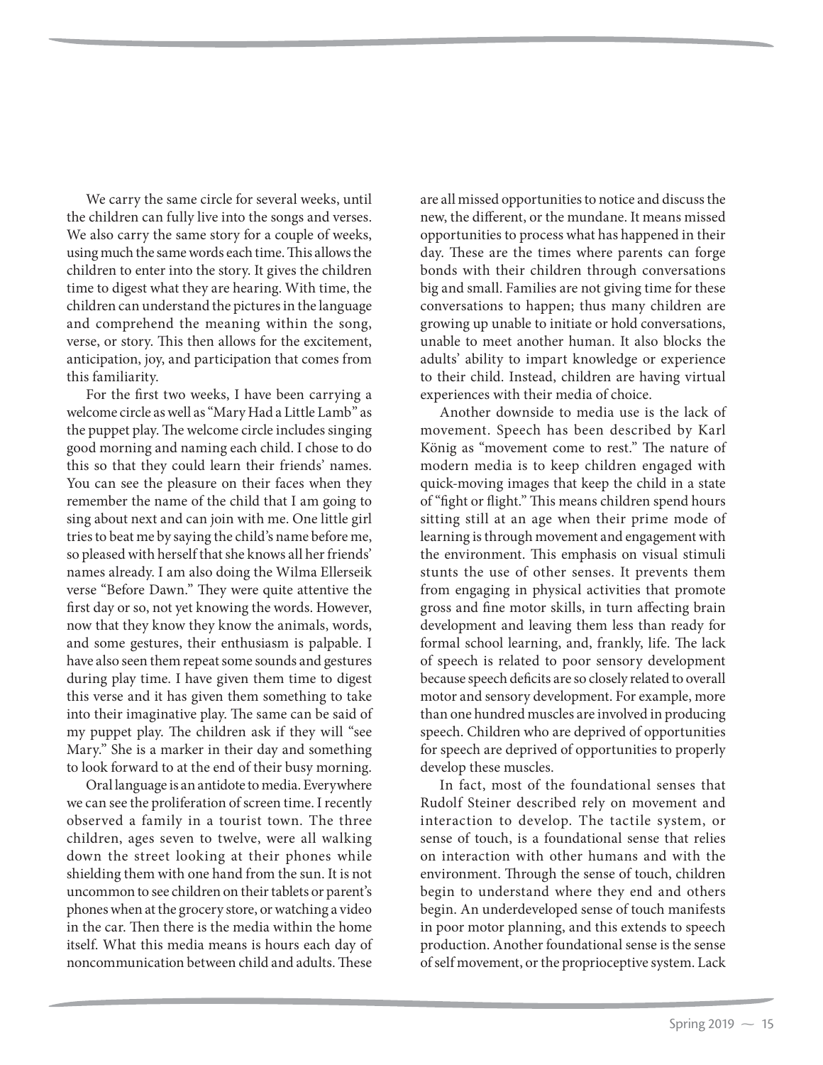We carry the same circle for several weeks, until the children can fully live into the songs and verses. We also carry the same story for a couple of weeks, using much the same words each time. This allows the children to enter into the story. It gives the children time to digest what they are hearing. With time, the children can understand the pictures in the language and comprehend the meaning within the song, verse, or story. This then allows for the excitement, anticipation, joy, and participation that comes from this familiarity.

For the first two weeks, I have been carrying a welcome circle as well as "Mary Had a Little Lamb" as the puppet play. The welcome circle includes singing good morning and naming each child. I chose to do this so that they could learn their friends' names. You can see the pleasure on their faces when they remember the name of the child that I am going to sing about next and can join with me. One little girl tries to beat me by saying the child's name before me, so pleased with herself that she knows all her friends' names already. I am also doing the Wilma Ellerseik verse "Before Dawn." They were quite attentive the first day or so, not yet knowing the words. However, now that they know they know the animals, words, and some gestures, their enthusiasm is palpable. I have also seen them repeat some sounds and gestures during play time. I have given them time to digest this verse and it has given them something to take into their imaginative play. The same can be said of my puppet play. The children ask if they will "see Mary." She is a marker in their day and something to look forward to at the end of their busy morning.

Oral language is an antidote to media. Everywhere we can see the proliferation of screen time. I recently observed a family in a tourist town. The three children, ages seven to twelve, were all walking down the street looking at their phones while shielding them with one hand from the sun. It is not uncommon to see children on their tablets or parent's phones when at the grocery store, or watching a video in the car. Then there is the media within the home itself. What this media means is hours each day of noncommunication between child and adults. These are all missed opportunities to notice and discuss the new, the different, or the mundane. It means missed opportunities to process what has happened in their day. These are the times where parents can forge bonds with their children through conversations big and small. Families are not giving time for these conversations to happen; thus many children are growing up unable to initiate or hold conversations, unable to meet another human. It also blocks the adults' ability to impart knowledge or experience to their child. Instead, children are having virtual experiences with their media of choice.

Another downside to media use is the lack of movement. Speech has been described by Karl König as "movement come to rest." The nature of modern media is to keep children engaged with quick-moving images that keep the child in a state of "fight or flight." This means children spend hours sitting still at an age when their prime mode of learning is through movement and engagement with the environment. This emphasis on visual stimuli stunts the use of other senses. It prevents them from engaging in physical activities that promote gross and fine motor skills, in turn affecting brain development and leaving them less than ready for formal school learning, and, frankly, life. The lack of speech is related to poor sensory development because speech deficits are so closely related to overall motor and sensory development. For example, more than one hundred muscles are involved in producing speech. Children who are deprived of opportunities for speech are deprived of opportunities to properly develop these muscles.

In fact, most of the foundational senses that Rudolf Steiner described rely on movement and interaction to develop. The tactile system, or sense of touch, is a foundational sense that relies on interaction with other humans and with the environment. Through the sense of touch, children begin to understand where they end and others begin. An underdeveloped sense of touch manifests in poor motor planning, and this extends to speech production. Another foundational sense is the sense of self movement, or the proprioceptive system. Lack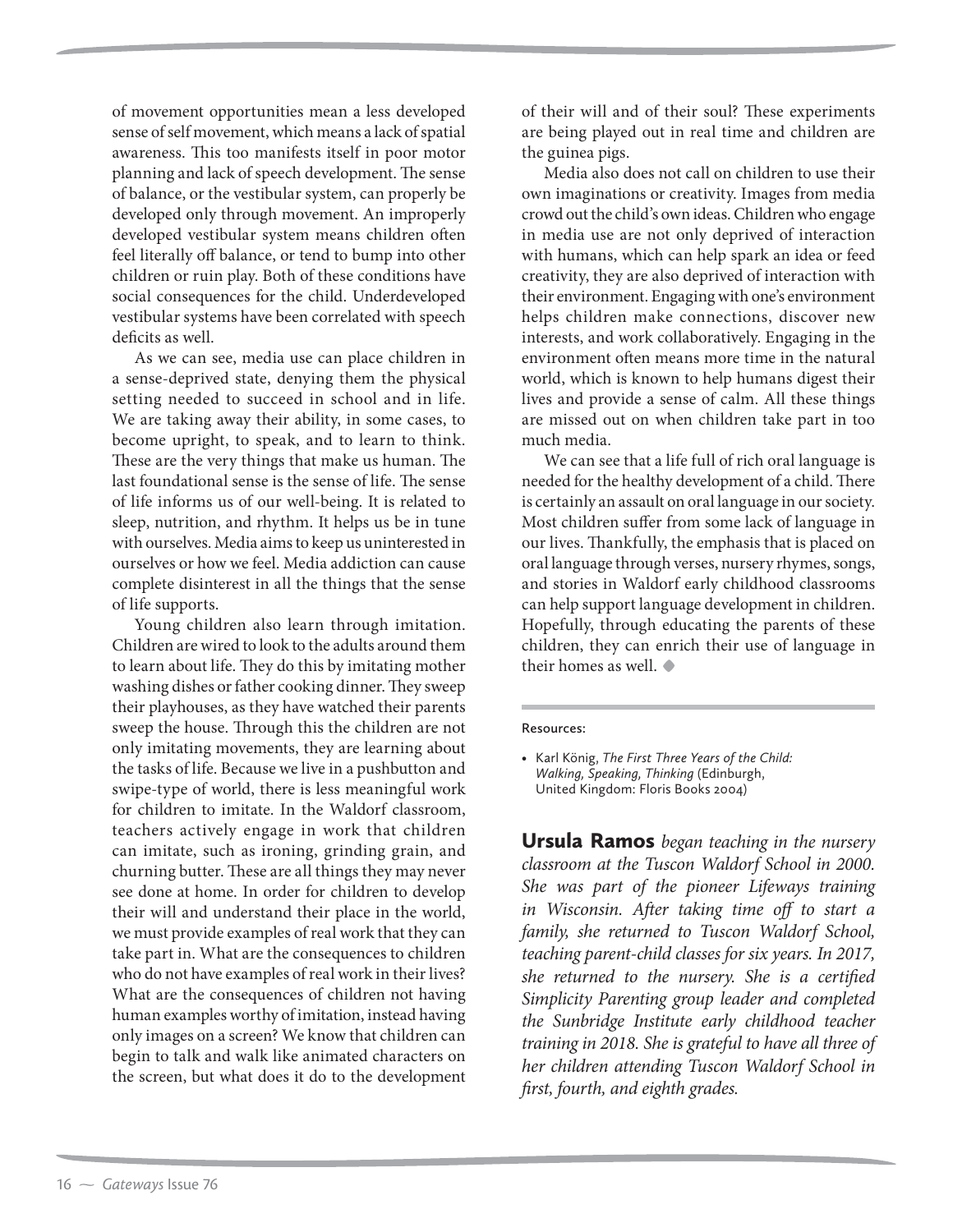of movement opportunities mean a less developed sense of self movement, which means a lack of spatial awareness. This too manifests itself in poor motor planning and lack of speech development. The sense of balance, or the vestibular system, can properly be developed only through movement. An improperly developed vestibular system means children often feel literally off balance, or tend to bump into other children or ruin play. Both of these conditions have social consequences for the child. Underdeveloped vestibular systems have been correlated with speech deficits as well.

As we can see, media use can place children in a sense-deprived state, denying them the physical setting needed to succeed in school and in life. We are taking away their ability, in some cases, to become upright, to speak, and to learn to think. These are the very things that make us human. The last foundational sense is the sense of life. The sense of life informs us of our well-being. It is related to sleep, nutrition, and rhythm. It helps us be in tune with ourselves. Media aims to keep us uninterested in ourselves or how we feel. Media addiction can cause complete disinterest in all the things that the sense of life supports.

Young children also learn through imitation. Children are wired to look to the adults around them to learn about life. They do this by imitating mother washing dishes or father cooking dinner. They sweep their playhouses, as they have watched their parents sweep the house. Through this the children are not only imitating movements, they are learning about the tasks of life. Because we live in a pushbutton and swipe-type of world, there is less meaningful work for children to imitate. In the Waldorf classroom, teachers actively engage in work that children can imitate, such as ironing, grinding grain, and churning butter. These are all things they may never see done at home. In order for children to develop their will and understand their place in the world, we must provide examples of real work that they can take part in. What are the consequences to children who do not have examples of real work in their lives? What are the consequences of children not having human examples worthy of imitation, instead having only images on a screen? We know that children can begin to talk and walk like animated characters on the screen, but what does it do to the development of their will and of their soul? These experiments are being played out in real time and children are the guinea pigs.

Media also does not call on children to use their own imaginations or creativity. Images from media crowd out the child's own ideas. Children who engage in media use are not only deprived of interaction with humans, which can help spark an idea or feed creativity, they are also deprived of interaction with their environment. Engaging with one's environment helps children make connections, discover new interests, and work collaboratively. Engaging in the environment often means more time in the natural world, which is known to help humans digest their lives and provide a sense of calm. All these things are missed out on when children take part in too much media.

We can see that a life full of rich oral language is needed for the healthy development of a child. There is certainly an assault on oral language in our society. Most children suffer from some lack of language in our lives. Thankfully, the emphasis that is placed on oral language through verses, nursery rhymes, songs, and stories in Waldorf early childhood classrooms can help support language development in children. Hopefully, through educating the parents of these children, they can enrich their use of language in their homes as well. ◆

Resources:

- Karl König, *The First Three Years of the Child: Walking, Speaking, Thinking* (Edinburgh, United Kingdom: Floris Books 2004)

**Ursula Ramos** *began teaching in the nursery classroom at the Tuscon Waldorf School in 2000. She was part of the pioneer Lifeways training in Wisconsin. After taking time off to start a family, she returned to Tuscon Waldorf School, teaching parent-child classes for six years. In 2017, she returned to the nursery. She is a certified Simplicity Parenting group leader and completed the Sunbridge Institute early childhood teacher training in 2018. She is grateful to have all three of her children attending Tuscon Waldorf School in first, fourth, and eighth grades.*